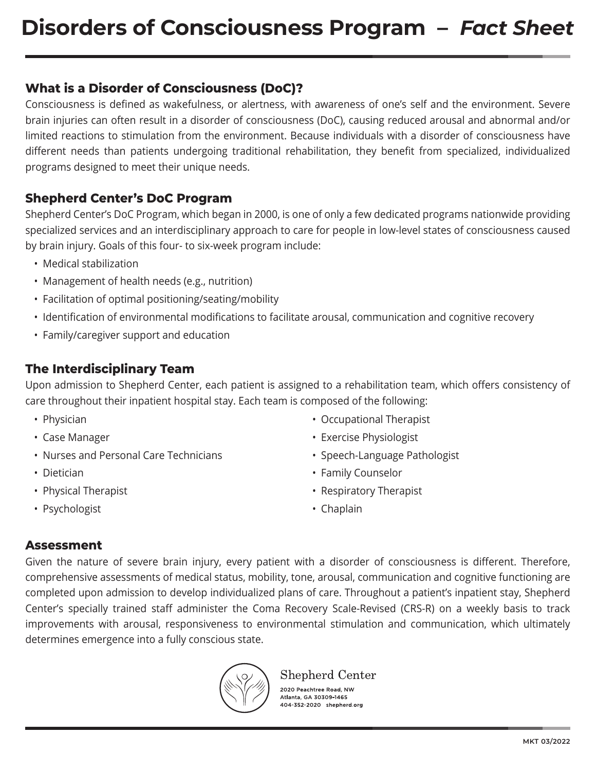# Disorders of Consciousness Program – *Fact Sheet*

## What is a Disorder of Consciousness (DoC)?

Consciousness is defined as wakefulness, or alertness, with awareness of one's self and the environment. Severe brain injuries can often result in a disorder of consciousness (DoC), causing reduced arousal and abnormal and/or limited reactions to stimulation from the environment. Because individuals with a disorder of consciousness have different needs than patients undergoing traditional rehabilitation, they benefit from specialized, individualized programs designed to meet their unique needs.

## Shepherd Center's DoC Program

Shepherd Center's DoC Program, which began in 2000, is one of only a few dedicated programs nationwide providing specialized services and an interdisciplinary approach to care for people in low-level states of consciousness caused by brain injury. Goals of this four- to six-week program include:

- Medical stabilization
- Management of health needs (e.g., nutrition)
- Facilitation of optimal positioning/seating/mobility
- Identification of environmental modifications to facilitate arousal, communication and cognitive recovery
- Family/caregiver support and education

## The Interdisciplinary Team

Upon admission to Shepherd Center, each patient is assigned to a rehabilitation team, which offers consistency of care throughout their inpatient hospital stay. Each team is composed of the following:

- Physician
- Case Manager
- Nurses and Personal Care Technicians
- Dietician
- Physical Therapist
- Psychologist
- Occupational Therapist
- Exercise Physiologist
- Speech-Language Pathologist
- Family Counselor
- Respiratory Therapist
- Chaplain

## Assessment

Given the nature of severe brain injury, every patient with a disorder of consciousness is different. Therefore, comprehensive assessments of medical status, mobility, tone, arousal, communication and cognitive functioning are completed upon admission to develop individualized plans of care. Throughout a patient's inpatient stay, Shepherd Center's specially trained staff administer the Coma Recovery Scale-Revised (CRS-R) on a weekly basis to track improvements with arousal, responsiveness to environmental stimulation and communication, which ultimately determines emergence into a fully conscious state.

Shepherd Center
2020 Peachtree Road, NW
Atlanta, GA 30309-1465
404-352-2020 shepherd.org

MKT 03/2022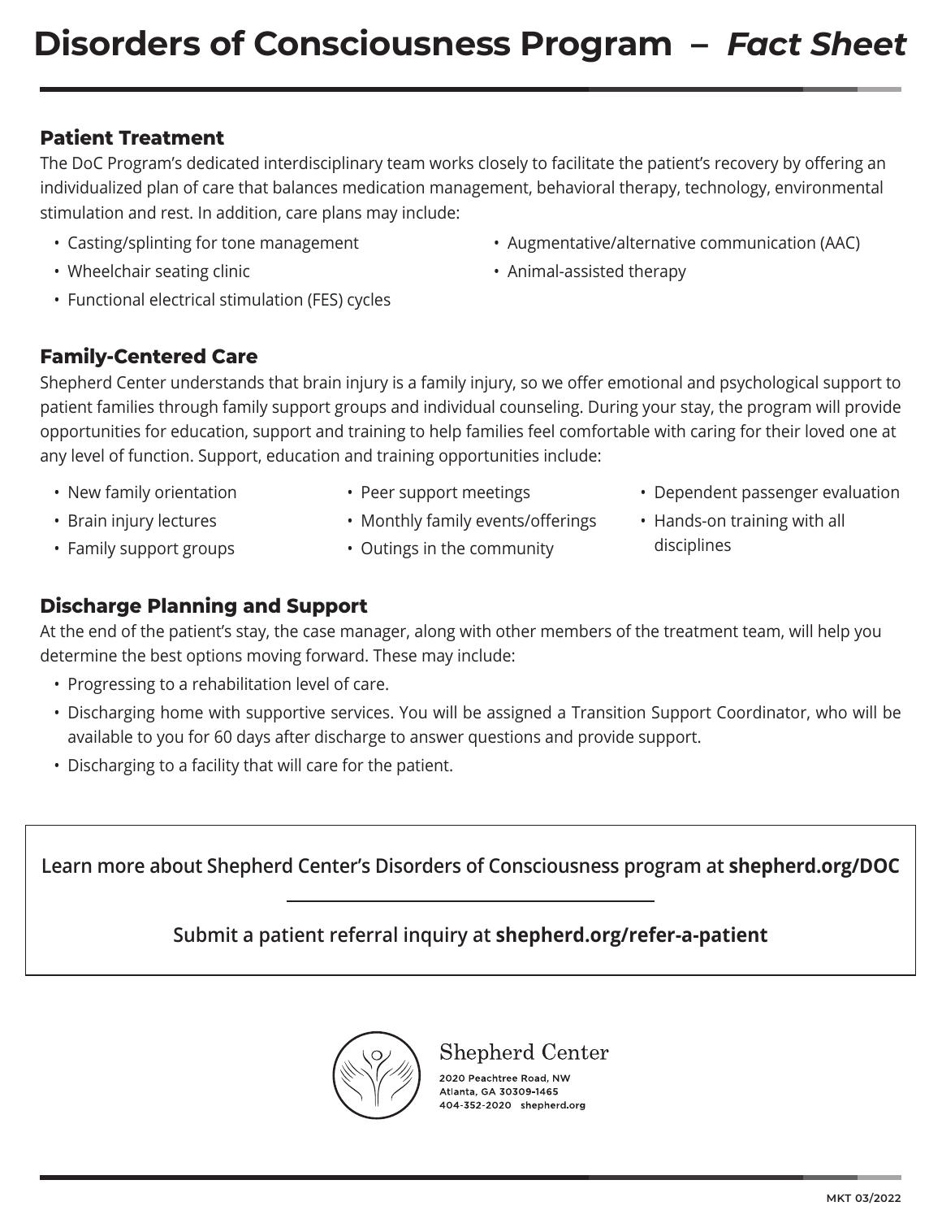# Disorders of Consciousness Program – *Fact Sheet*

## Patient Treatment

The DoC Program's dedicated interdisciplinary team works closely to facilitate the patient's recovery by offering an individualized plan of care that balances medication management, behavioral therapy, technology, environmental stimulation and rest. In addition, care plans may include:

- Casting/splinting for tone management
- Wheelchair seating clinic
- Functional electrical stimulation (FES) cycles
- Augmentative/alternative communication (AAC)
- Animal-assisted therapy

## Family-Centered Care

Shepherd Center understands that brain injury is a family injury, so we offer emotional and psychological support to patient families through family support groups and individual counseling. During your stay, the program will provide opportunities for education, support and training to help families feel comfortable with caring for their loved one at any level of function. Support, education and training opportunities include:

- New family orientation
- Brain injury lectures
- Family support groups
- Peer support meetings
- Monthly family events/offerings
- Outings in the community
- Dependent passenger evaluation
- Hands-on training with all disciplines

## Discharge Planning and Support

At the end of the patient's stay, the case manager, along with other members of the treatment team, will help you determine the best options moving forward. These may include:

- Progressing to a rehabilitation level of care.
- Discharging home with supportive services. You will be assigned a Transition Support Coordinator, who will be available to you for 60 days after discharge to answer questions and provide support.
- Discharging to a facility that will care for the patient.

Learn more about Shepherd Center's Disorders of Consciousness program at **shepherd.org/DOC**

Submit a patient referral inquiry at **shepherd.org/refer-a-patient**

Shepherd Center
2020 Peachtree Road, NW
Atlanta, GA 30309-1465
404-352-2020 shepherd.org

MKT 03/2022